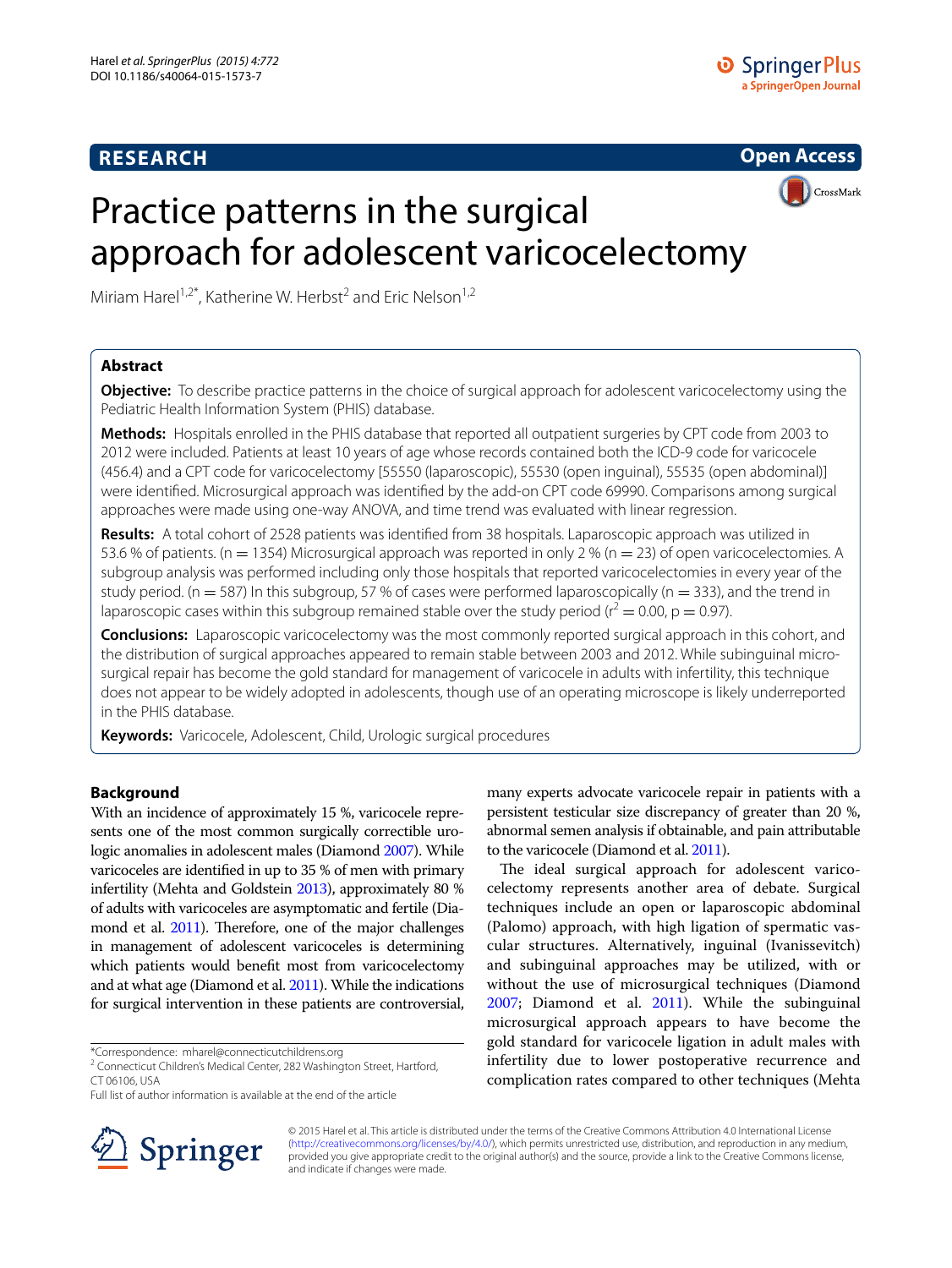RESEARCH

Open Access

# Practice patterns in the surgical approach for adolescent varicocelectomy

Miriam Harel[1,2*], Katherine W. Herbst[2] and Eric Nelson[1,2]

## Abstract

**Objective:** To describe practice patterns in the choice of surgical approach for adolescent varicocelectomy using the Pediatric Health Information System (PHIS) database.

**Methods:** Hospitals enrolled in the PHIS database that reported all outpatient surgeries by CPT code from 2003 to 2012 were included. Patients at least 10 years of age whose records contained both the ICD-9 code for varicocele (456.4) and a CPT code for varicocelectomy [55550 (laparoscopic), 55530 (open inguinal), 55535 (open abdominal)] were identified. Microsurgical approach was identified by the add-on CPT code 69990. Comparisons among surgical approaches were made using one-way ANOVA, and time trend was evaluated with linear regression.

**Results:** A total cohort of 2528 patients was identified from 38 hospitals. Laparoscopic approach was utilized in 53.6 % of patients. (n = 1354) Microsurgical approach was reported in only 2 % (n = 23) of open varicocelectomies. A subgroup analysis was performed including only those hospitals that reported varicocelectomies in every year of the study period. (n = 587) In this subgroup, 57 % of cases were performed laparoscopically (n = 333), and the trend in laparoscopic cases within this subgroup remained stable over the study period ($r^2 = 0.00$, $p = 0.97$).

**Conclusions:** Laparoscopic varicocelectomy was the most commonly reported surgical approach in this cohort, and the distribution of surgical approaches appeared to remain stable between 2003 and 2012. While subinguinal microsurgical repair has become the gold standard for management of varicocele in adults with infertility, this technique does not appear to be widely adopted in adolescents, though use of an operating microscope is likely underreported in the PHIS database.

**Keywords:** Varicocele, Adolescent, Child, Urologic surgical procedures

## Background

With an incidence of approximately 15 %, varicocele represents one of the most common surgically correctible urologic anomalies in adolescent males (Diamond 2007). While varicoceles are identified in up to 35 % of men with primary infertility (Mehta and Goldstein 2013), approximately 80 % of adults with varicoceles are asymptomatic and fertile (Diamond et al. 2011). Therefore, one of the major challenges in management of adolescent varicoceles is determining which patients would benefit most from varicocelectomy and at what age (Diamond et al. 2011). While the indications for surgical intervention in these patients are controversial, many experts advocate varicocele repair in patients with a persistent testicular size discrepancy of greater than 20 %, abnormal semen analysis if obtainable, and pain attributable to the varicocele (Diamond et al. 2011).

The ideal surgical approach for adolescent varicocelectomy represents another area of debate. Surgical techniques include an open or laparoscopic abdominal (Palomo) approach, with high ligation of spermatic vascular structures. Alternatively, inguinal (Ivanissevitch) and subinguinal approaches may be utilized, with or without the use of microsurgical techniques (Diamond 2007; Diamond et al. 2011). While the subinguinal microsurgical approach appears to have become the gold standard for varicocele ligation in adult males with infertility due to lower postoperative recurrence and complication rates compared to other techniques (Mehta

*Correspondence: mharel@connecticutchildrens.org
[2] Connecticut Children's Medical Center, 282 Washington Street, Hartford, CT 06106, USA
Full list of author information is available at the end of the article

© 2015 Harel et al. This article is distributed under the terms of the Creative Commons Attribution 4.0 International License (http://creativecommons.org/licenses/by/4.0/), which permits unrestricted use, distribution, and reproduction in any medium, provided you give appropriate credit to the original author(s) and the source, provide a link to the Creative Commons license, and indicate if changes were made.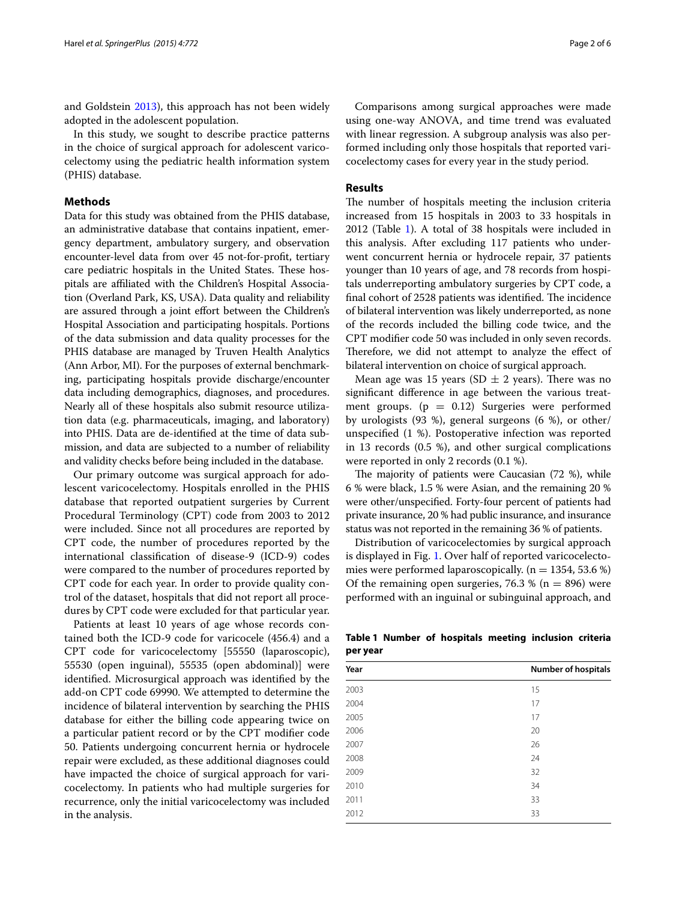and Goldstein 2013), this approach has not been widely adopted in the adolescent population.

In this study, we sought to describe practice patterns in the choice of surgical approach for adolescent varicocelectomy using the pediatric health information system (PHIS) database.

## Methods

Data for this study was obtained from the PHIS database, an administrative database that contains inpatient, emergency department, ambulatory surgery, and observation encounter-level data from over 45 not-for-profit, tertiary care pediatric hospitals in the United States. These hospitals are affiliated with the Children's Hospital Association (Overland Park, KS, USA). Data quality and reliability are assured through a joint effort between the Children's Hospital Association and participating hospitals. Portions of the data submission and data quality processes for the PHIS database are managed by Truven Health Analytics (Ann Arbor, MI). For the purposes of external benchmarking, participating hospitals provide discharge/encounter data including demographics, diagnoses, and procedures. Nearly all of these hospitals also submit resource utilization data (e.g. pharmaceuticals, imaging, and laboratory) into PHIS. Data are de-identified at the time of data submission, and data are subjected to a number of reliability and validity checks before being included in the database.

Our primary outcome was surgical approach for adolescent varicocelectomy. Hospitals enrolled in the PHIS database that reported outpatient surgeries by Current Procedural Terminology (CPT) code from 2003 to 2012 were included. Since not all procedures are reported by CPT code, the number of procedures reported by the international classification of disease-9 (ICD-9) codes were compared to the number of procedures reported by CPT code for each year. In order to provide quality control of the dataset, hospitals that did not report all procedures by CPT code were excluded for that particular year.

Patients at least 10 years of age whose records contained both the ICD-9 code for varicocele (456.4) and a CPT code for varicocelectomy [55550 (laparoscopic), 55530 (open inguinal), 55535 (open abdominal)] were identified. Microsurgical approach was identified by the add-on CPT code 69990. We attempted to determine the incidence of bilateral intervention by searching the PHIS database for either the billing code appearing twice on a particular patient record or by the CPT modifier code 50. Patients undergoing concurrent hernia or hydrocele repair were excluded, as these additional diagnoses could have impacted the choice of surgical approach for varicocelectomy. In patients who had multiple surgeries for recurrence, only the initial varicocelectomy was included in the analysis.

Comparisons among surgical approaches were made using one-way ANOVA, and time trend was evaluated with linear regression. A subgroup analysis was also performed including only those hospitals that reported varicocelectomy cases for every year in the study period.

## Results

The number of hospitals meeting the inclusion criteria increased from 15 hospitals in 2003 to 33 hospitals in 2012 (Table 1). A total of 38 hospitals were included in this analysis. After excluding 117 patients who underwent concurrent hernia or hydrocele repair, 37 patients younger than 10 years of age, and 78 records from hospitals underreporting ambulatory surgeries by CPT code, a final cohort of 2528 patients was identified. The incidence of bilateral intervention was likely underreported, as none of the records included the billing code twice, and the CPT modifier code 50 was included in only seven records. Therefore, we did not attempt to analyze the effect of bilateral intervention on choice of surgical approach.

Mean age was 15 years (SD $\pm$ 2 years). There was no significant difference in age between the various treatment groups. ($p = 0.12$) Surgeries were performed by urologists (93 %), general surgeons (6 %), or other/unspecified (1 %). Postoperative infection was reported in 13 records (0.5 %), and other surgical complications were reported in only 2 records (0.1 %).

The majority of patients were Caucasian (72 %), while 6 % were black, 1.5 % were Asian, and the remaining 20 % were other/unspecified. Forty-four percent of patients had private insurance, 20 % had public insurance, and insurance status was not reported in the remaining 36 % of patients.

Distribution of varicocelectomies by surgical approach is displayed in Fig. 1. Over half of reported varicocelectomies were performed laparoscopically. ($n = 1354$, 53.6 %) Of the remaining open surgeries, 76.3 % ($n = 896$) were performed with an inguinal or subinguinal approach, and

**Table 1 Number of hospitals meeting inclusion criteria per year**

| Year | Number of hospitals |
|---|---|
| 2003 | 15 |
| 2004 | 17 |
| 2005 | 17 |
| 2006 | 20 |
| 2007 | 26 |
| 2008 | 24 |
| 2009 | 32 |
| 2010 | 34 |
| 2011 | 33 |
| 2012 | 33 |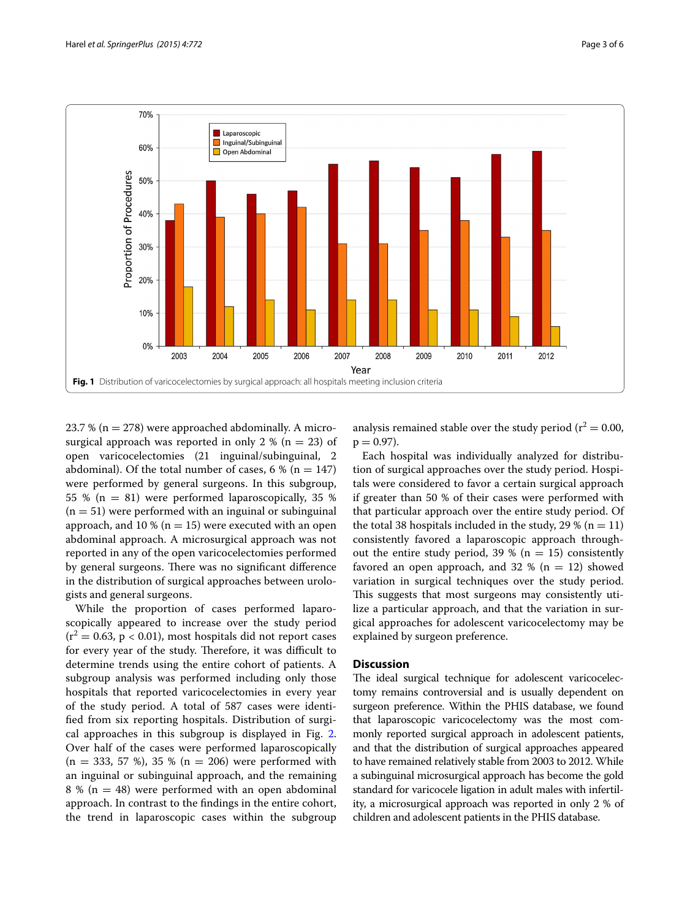Fig. 1 Distribution of varicocelectomies by surgical approach: all hospitals meeting inclusion criteria

23.7 % (n = 278) were approached abdominally. A microsurgical approach was reported in only 2 % (n = 23) of open varicocelectomies (21 inguinal/subinguinal, 2 abdominal). Of the total number of cases, 6 % (n = 147) were performed by general surgeons. In this subgroup, 55 % (n = 81) were performed laparoscopically, 35 % (n = 51) were performed with an inguinal or subinguinal approach, and 10 % (n = 15) were executed with an open abdominal approach. A microsurgical approach was not reported in any of the open varicocelectomies performed by general surgeons. There was no significant difference in the distribution of surgical approaches between urologists and general surgeons.

While the proportion of cases performed laparoscopically appeared to increase over the study period ($r^2 = 0.63$, $p < 0.01$), most hospitals did not report cases for every year of the study. Therefore, it was difficult to determine trends using the entire cohort of patients. A subgroup analysis was performed including only those hospitals that reported varicocelectomies in every year of the study period. A total of 587 cases were identified from six reporting hospitals. Distribution of surgical approaches in this subgroup is displayed in Fig. 2. Over half of the cases were performed laparoscopically (n = 333, 57 %), 35 % (n = 206) were performed with an inguinal or subinguinal approach, and the remaining 8 % (n = 48) were performed with an open abdominal approach. In contrast to the findings in the entire cohort, the trend in laparoscopic cases within the subgroup analysis remained stable over the study period ($r^2 = 0.00$, $p = 0.97$).

Each hospital was individually analyzed for distribution of surgical approaches over the study period. Hospitals were considered to favor a certain surgical approach if greater than 50 % of their cases were performed with that particular approach over the entire study period. Of the total 38 hospitals included in the study, 29 % (n = 11) consistently favored a laparoscopic approach throughout the entire study period, 39 % (n = 15) consistently favored an open approach, and 32 % (n = 12) showed variation in surgical techniques over the study period. This suggests that most surgeons may consistently utilize a particular approach, and that the variation in surgical approaches for adolescent varicocelectomy may be explained by surgeon preference.

## Discussion

The ideal surgical technique for adolescent varicocelectomy remains controversial and is usually dependent on surgeon preference. Within the PHIS database, we found that laparoscopic varicocelectomy was the most commonly reported surgical approach in adolescent patients, and that the distribution of surgical approaches appeared to have remained relatively stable from 2003 to 2012. While a subinguinal microsurgical approach has become the gold standard for varicocele ligation in adult males with infertility, a microsurgical approach was reported in only 2 % of children and adolescent patients in the PHIS database.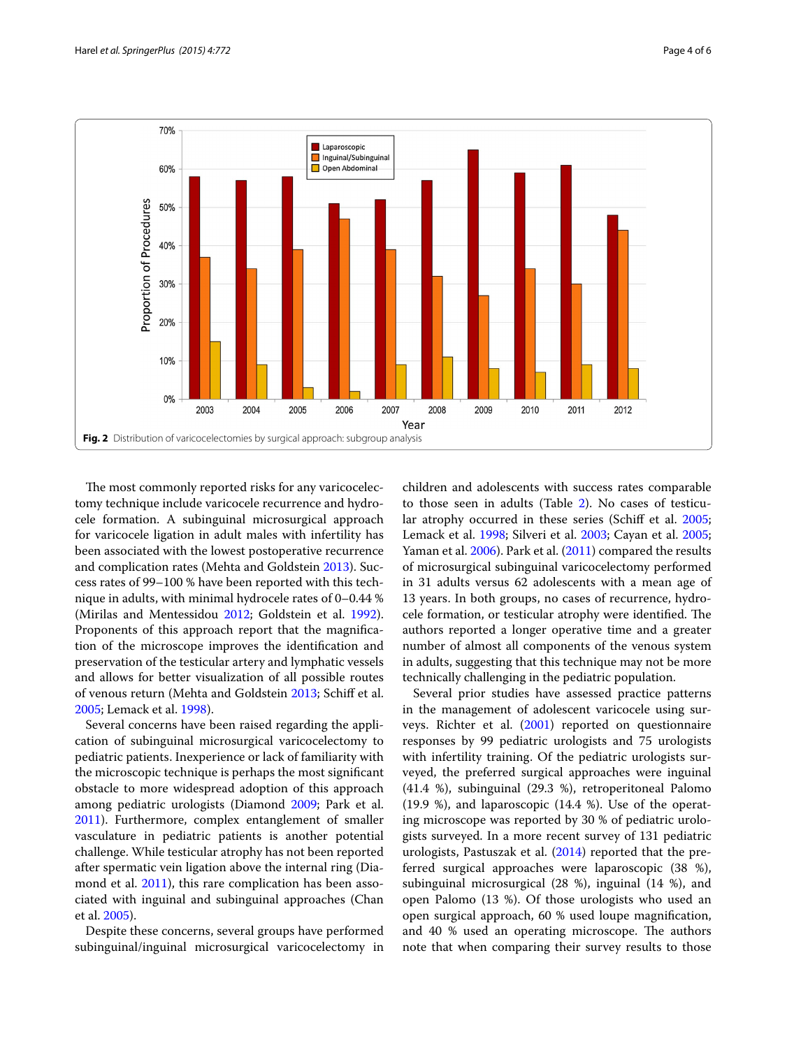Fig. 2 Distribution of varicocelectomies by surgical approach: subgroup analysis

The most commonly reported risks for any varicocelectomy technique include varicocele recurrence and hydrocele formation. A subinguinal microsurgical approach for varicocele ligation in adult males with infertility has been associated with the lowest postoperative recurrence and complication rates (Mehta and Goldstein 2013). Success rates of 99–100 % have been reported with this technique in adults, with minimal hydrocele rates of 0–0.44 % (Mirilas and Mentessidou 2012; Goldstein et al. 1992). Proponents of this approach report that the magnification of the microscope improves the identification and preservation of the testicular artery and lymphatic vessels and allows for better visualization of all possible routes of venous return (Mehta and Goldstein 2013; Schiff et al. 2005; Lemack et al. 1998).

Several concerns have been raised regarding the application of subinguinal microsurgical varicocelectomy to pediatric patients. Inexperience or lack of familiarity with the microscopic technique is perhaps the most significant obstacle to more widespread adoption of this approach among pediatric urologists (Diamond 2009; Park et al. 2011). Furthermore, complex entanglement of smaller vasculature in pediatric patients is another potential challenge. While testicular atrophy has not been reported after spermatic vein ligation above the internal ring (Diamond et al. 2011), this rare complication has been associated with inguinal and subinguinal approaches (Chan et al. 2005).

Despite these concerns, several groups have performed subinguinal/inguinal microsurgical varicocelectomy in children and adolescents with success rates comparable to those seen in adults (Table 2). No cases of testicular atrophy occurred in these series (Schiff et al. 2005; Lemack et al. 1998; Silveri et al. 2003; Cayan et al. 2005; Yaman et al. 2006). Park et al. (2011) compared the results of microsurgical subinguinal varicocelectomy performed in 31 adults versus 62 adolescents with a mean age of 13 years. In both groups, no cases of recurrence, hydrocele formation, or testicular atrophy were identified. The authors reported a longer operative time and a greater number of almost all components of the venous system in adults, suggesting that this technique may not be more technically challenging in the pediatric population.

Several prior studies have assessed practice patterns in the management of adolescent varicocele using surveys. Richter et al. (2001) reported on questionnaire responses by 99 pediatric urologists and 75 urologists with infertility training. Of the pediatric urologists surveyed, the preferred surgical approaches were inguinal (41.4 %), subinguinal (29.3 %), retroperitoneal Palomo (19.9 %), and laparoscopic (14.4 %). Use of the operating microscope was reported by 30 % of pediatric urologists surveyed. In a more recent survey of 131 pediatric urologists, Pastuszak et al. (2014) reported that the preferred surgical approaches were laparoscopic (38 %), subinguinal microsurgical (28 %), inguinal (14 %), and open Palomo (13 %). Of those urologists who used an open surgical approach, 60 % used loupe magnification, and 40 % used an operating microscope. The authors note that when comparing their survey results to those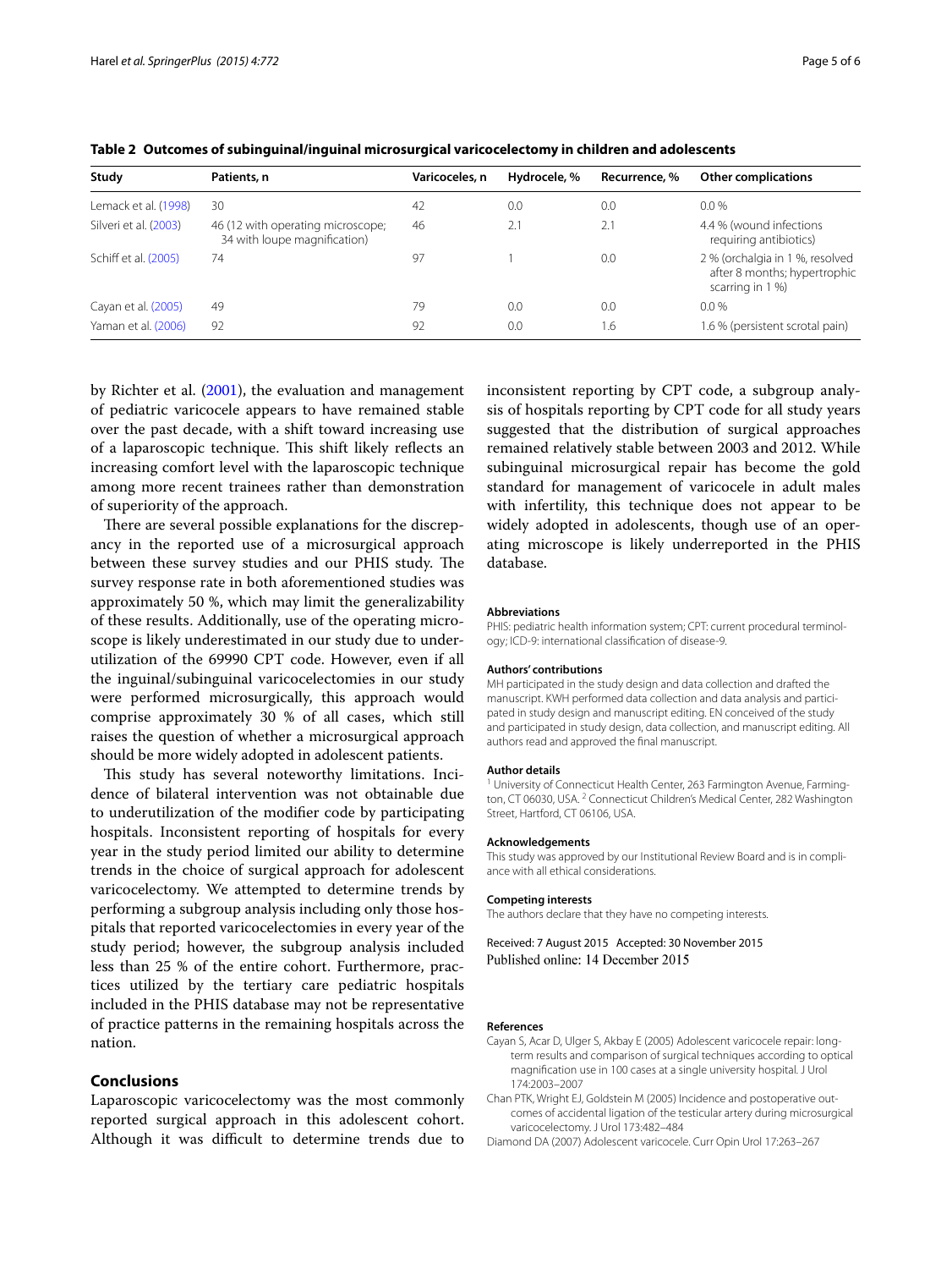**Table 2 Outcomes of subinguinal/inguinal microsurgical varicocelectomy in children and adolescents**

| Study | Patients, n | Varicoceles, n | Hydrocele, % | Recurrence, % | Other complications |
|---|---|---|---|---|---|
| Lemack et al. (1998) | 30 | 42 | 0.0 | 0.0 | 0.0 % |
| Silveri et al. (2003) | 46 (12 with operating microscope; 34 with loupe magnification) | 46 | 2.1 | 2.1 | 4.4 % (wound infections requiring antibiotics) |
| Schiff et al. (2005) | 74 | 97 | 1 | 0.0 | 2 % (orchalgia in 1 %, resolved after 8 months; hypertrophic scarring in 1 %) |
| Cayan et al. (2005) | 49 | 79 | 0.0 | 0.0 | 0.0 % |
| Yaman et al. (2006) | 92 | 92 | 0.0 | 1.6 | 1.6 % (persistent scrotal pain) |

by Richter et al. (2001), the evaluation and management of pediatric varicocele appears to have remained stable over the past decade, with a shift toward increasing use of a laparoscopic technique. This shift likely reflects an increasing comfort level with the laparoscopic technique among more recent trainees rather than demonstration of superiority of the approach.

There are several possible explanations for the discrepancy in the reported use of a microsurgical approach between these survey studies and our PHIS study. The survey response rate in both aforementioned studies was approximately 50 %, which may limit the generalizability of these results. Additionally, use of the operating microscope is likely underestimated in our study due to underutilization of the 69990 CPT code. However, even if all the inguinal/subinguinal varicocelectomies in our study were performed microsurgically, this approach would comprise approximately 30 % of all cases, which still raises the question of whether a microsurgical approach should be more widely adopted in adolescent patients.

This study has several noteworthy limitations. Incidence of bilateral intervention was not obtainable due to underutilization of the modifier code by participating hospitals. Inconsistent reporting of hospitals for every year in the study period limited our ability to determine trends in the choice of surgical approach for adolescent varicocelectomy. We attempted to determine trends by performing a subgroup analysis including only those hospitals that reported varicocelectomies in every year of the study period; however, the subgroup analysis included less than 25 % of the entire cohort. Furthermore, practices utilized by the tertiary care pediatric hospitals included in the PHIS database may not be representative of practice patterns in the remaining hospitals across the nation.

## Conclusions

Laparoscopic varicocelectomy was the most commonly reported surgical approach in this adolescent cohort. Although it was difficult to determine trends due to inconsistent reporting by CPT code, a subgroup analysis of hospitals reporting by CPT code for all study years suggested that the distribution of surgical approaches remained relatively stable between 2003 and 2012. While subinguinal microsurgical repair has become the gold standard for management of varicocele in adult males with infertility, this technique does not appear to be widely adopted in adolescents, though use of an operating microscope is likely underreported in the PHIS database.

#### Abbreviations

PHIS: pediatric health information system; CPT: current procedural terminology; ICD-9: international classification of disease-9.

#### Authors' contributions

MH participated in the study design and data collection and drafted the manuscript. KWH performed data collection and data analysis and participated in study design and manuscript editing. EN conceived of the study and participated in study design, data collection, and manuscript editing. All authors read and approved the final manuscript.

#### Author details

[1] University of Connecticut Health Center, 263 Farmington Avenue, Farmington, CT 06030, USA. [2] Connecticut Children's Medical Center, 282 Washington Street, Hartford, CT 06106, USA.

#### Acknowledgements

This study was approved by our Institutional Review Board and is in compliance with all ethical considerations.

#### Competing interests

The authors declare that they have no competing interests.

Received: 7 August 2015 Accepted: 30 November 2015
Published online: 14 December 2015

#### References

- Cayan S, Acar D, Ulger S, Akbay E (2005) Adolescent varicocele repair: long-term results and comparison of surgical techniques according to optical magnification use in 100 cases at a single university hospital. J Urol 174:2003–2007
- Chan PTK, Wright EJ, Goldstein M (2005) Incidence and postoperative outcomes of accidental ligation of the testicular artery during microsurgical varicocelectomy. J Urol 173:482–484
- Diamond DA (2007) Adolescent varicocele. Curr Opin Urol 17:263–267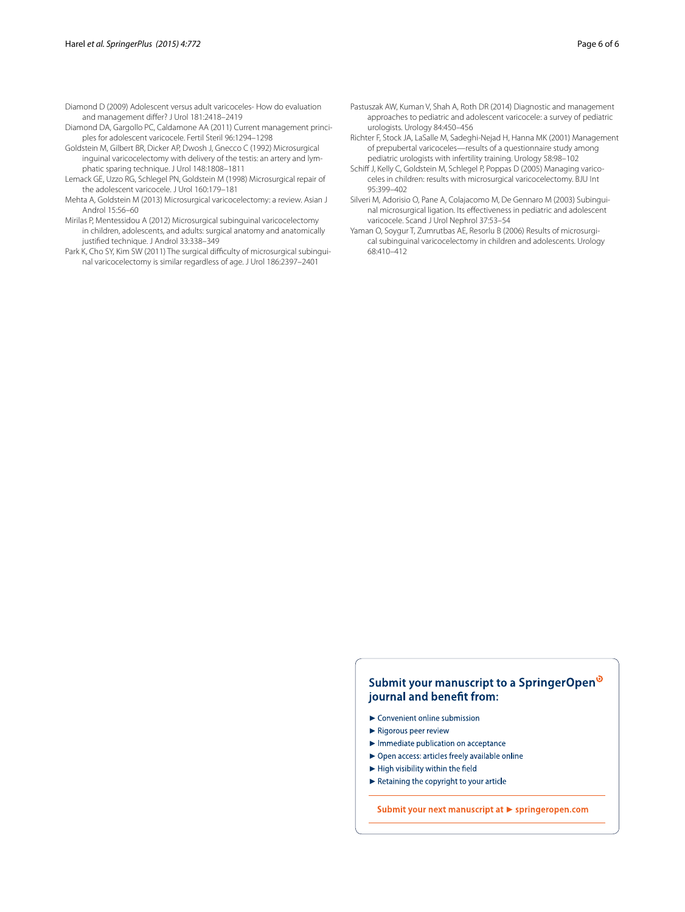Diamond D (2009) Adolescent versus adult varicoceles- How do evaluation and management differ? J Urol 181:2418–2419

Diamond DA, Gargollo PC, Caldamone AA (2011) Current management principles for adolescent varicocele. Fertil Steril 96:1294–1298

Goldstein M, Gilbert BR, Dicker AP, Dwosh J, Gnecco C (1992) Microsurgical inguinal varicocelectomy with delivery of the testis: an artery and lymphatic sparing technique. J Urol 148:1808–1811

Lemack GE, Uzzo RG, Schlegel PN, Goldstein M (1998) Microsurgical repair of the adolescent varicocele. J Urol 160:179–181

Mehta A, Goldstein M (2013) Microsurgical varicocelectomy: a review. Asian J Androl 15:56–60

Mirilas P, Mentessidou A (2012) Microsurgical subinguinal varicocelectomy in children, adolescents, and adults: surgical anatomy and anatomically justified technique. J Androl 33:338–349

Park K, Cho SY, Kim SW (2011) The surgical difficulty of microsurgical subinguinal varicocelectomy is similar regardless of age. J Urol 186:2397–2401

Pastuszak AW, Kuman V, Shah A, Roth DR (2014) Diagnostic and management approaches to pediatric and adolescent varicocele: a survey of pediatric urologists. Urology 84:450–456

Richter F, Stock JA, LaSalle M, Sadeghi-Nejad H, Hanna MK (2001) Management of prepubertal varicoceles—results of a questionnaire study among pediatric urologists with infertility training. Urology 58:98–102

Schiff J, Kelly C, Goldstein M, Schlegel P, Poppas D (2005) Managing varicoceles in children: results with microsurgical varicocelectomy. BJU Int 95:399–402

Silveri M, Adorisio O, Pane A, Colajacomo M, De Gennaro M (2003) Subinguinal microsurgical ligation. Its effectiveness in pediatric and adolescent varicocele. Scand J Urol Nephrol 37:53–54

Yaman O, Soygur T, Zumrutbas AE, Resorlu B (2006) Results of microsurgical subinguinal varicocelectomy in children and adolescents. Urology 68:410–412

**Submit your manuscript to a SpringerOpen journal and benefit from:**

- ► Convenient online submission
- ► Rigorous peer review
- ► Immediate publication on acceptance
- ► Open access: articles freely available online
- ► High visibility within the field
- ► Retaining the copyright to your article

**Submit your next manuscript at ► springeropen.com**